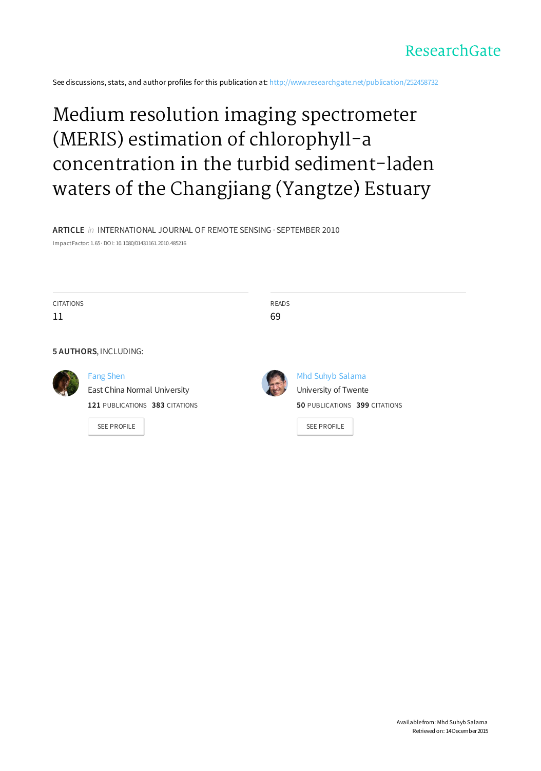ResearchGate

See discussions, stats, and author profiles for this publication at: http://www.researchgate.net/publication/252458732

# Medium resolution imaging spectrometer (MERIS) estimation of chlorophyll-a concentration in the turbid sediment-laden waters of the Changjiang (Yangtze) Estuary

**ARTICLE** *in* INTERNATIONAL JOURNAL OF REMOTE SENSING · SEPTEMBER 2010

Impact Factor: 1.65 · DOI: 10.1080/01431161.2010.485216

CITATIONS
11

READS
69

**5 AUTHORS**, INCLUDING:

Fang Shen
East China Normal University
**121** PUBLICATIONS **383** CITATIONS

SEE PROFILE

Mhd Suhyb Salama
University of Twente
**50** PUBLICATIONS **399** CITATIONS

SEE PROFILE

Available from: Mhd Suhyb Salama
Retrieved on: 14 December 2015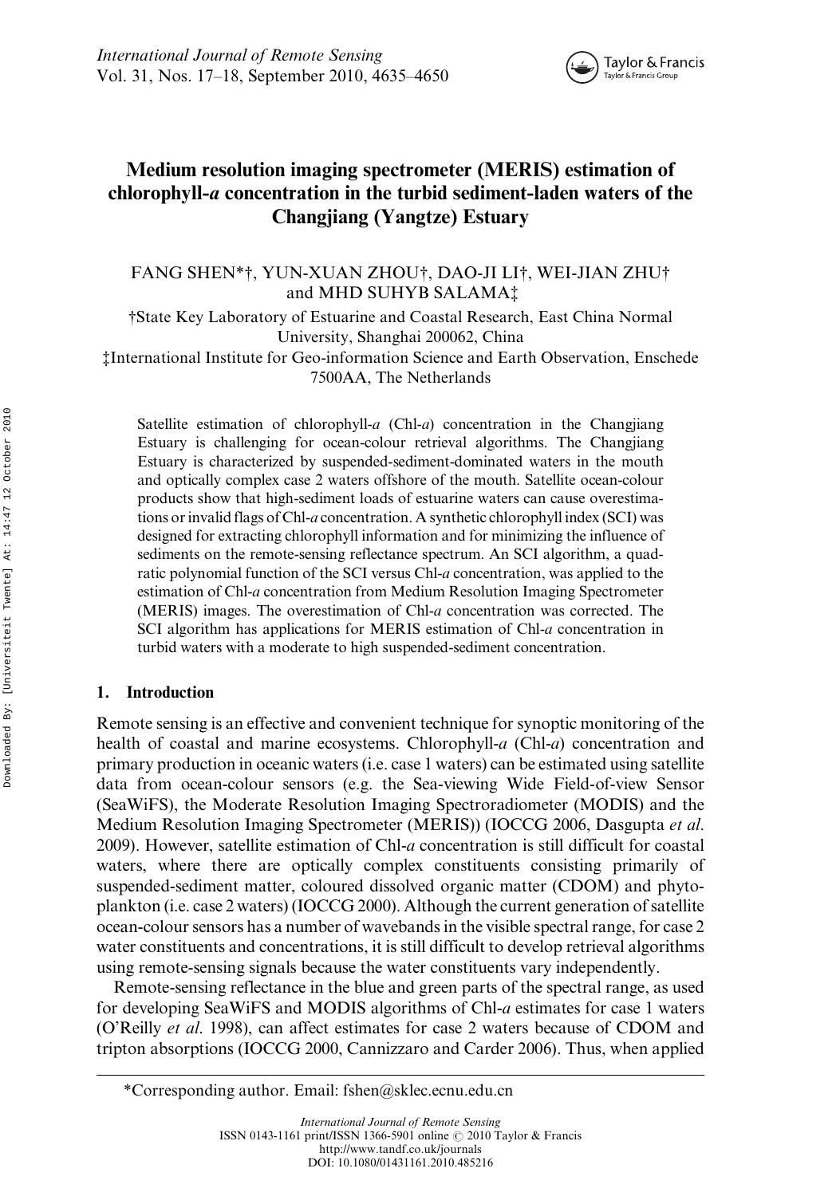# Medium resolution imaging spectrometer (MERIS) estimation of chlorophyll-*a* concentration in the turbid sediment-laden waters of the Changjiang (Yangtze) Estuary

FANG SHEN*†, YUN-XUAN ZHOU†, DAO-JI LI†, WEI-JIAN ZHU† and MHD SUHYB SALAMA‡

†State Key Laboratory of Estuarine and Coastal Research, East China Normal University, Shanghai 200062, China

‡International Institute for Geo-information Science and Earth Observation, Enschede 7500AA, The Netherlands

Satellite estimation of chlorophyll-*a* (Chl-*a*) concentration in the Changjiang Estuary is challenging for ocean-colour retrieval algorithms. The Changjiang Estuary is characterized by suspended-sediment-dominated waters in the mouth and optically complex case 2 waters offshore of the mouth. Satellite ocean-colour products show that high-sediment loads of estuarine waters can cause overestimations or invalid flags of Chl-*a* concentration. A synthetic chlorophyll index (SCI) was designed for extracting chlorophyll information and for minimizing the influence of sediments on the remote-sensing reflectance spectrum. An SCI algorithm, a quadratic polynomial function of the SCI versus Chl-*a* concentration, was applied to the estimation of Chl-*a* concentration from Medium Resolution Imaging Spectrometer (MERIS) images. The overestimation of Chl-*a* concentration was corrected. The SCI algorithm has applications for MERIS estimation of Chl-*a* concentration in turbid waters with a moderate to high suspended-sediment concentration.

## 1. Introduction

Remote sensing is an effective and convenient technique for synoptic monitoring of the health of coastal and marine ecosystems. Chlorophyll-*a* (Chl-*a*) concentration and primary production in oceanic waters (i.e. case 1 waters) can be estimated using satellite data from ocean-colour sensors (e.g. the Sea-viewing Wide Field-of-view Sensor (SeaWiFS), the Moderate Resolution Imaging Spectroradiometer (MODIS) and the Medium Resolution Imaging Spectrometer (MERIS)) (IOCCG 2006, Dasgupta *et al.* 2009). However, satellite estimation of Chl-*a* concentration is still difficult for coastal waters, where there are optically complex constituents consisting primarily of suspended-sediment matter, coloured dissolved organic matter (CDOM) and phytoplankton (i.e. case 2 waters) (IOCCG 2000). Although the current generation of satellite ocean-colour sensors has a number of wavebands in the visible spectral range, for case 2 water constituents and concentrations, it is still difficult to develop retrieval algorithms using remote-sensing signals because the water constituents vary independently.

Remote-sensing reflectance in the blue and green parts of the spectral range, as used for developing SeaWiFS and MODIS algorithms of Chl-*a* estimates for case 1 waters (O'Reilly *et al.* 1998), can affect estimates for case 2 waters because of CDOM and tripton absorptions (IOCCG 2000, Cannizzaro and Carder 2006). Thus, when applied

*Corresponding author. Email: fshen@sklec.ecnu.edu.cn

International Journal of Remote Sensing
ISSN 0143-1161 print/ISSN 1366-5901 online © 2010 Taylor & Francis
http://www.tandf.co.uk/journals
DOI: 10.1080/01431161.2010.485216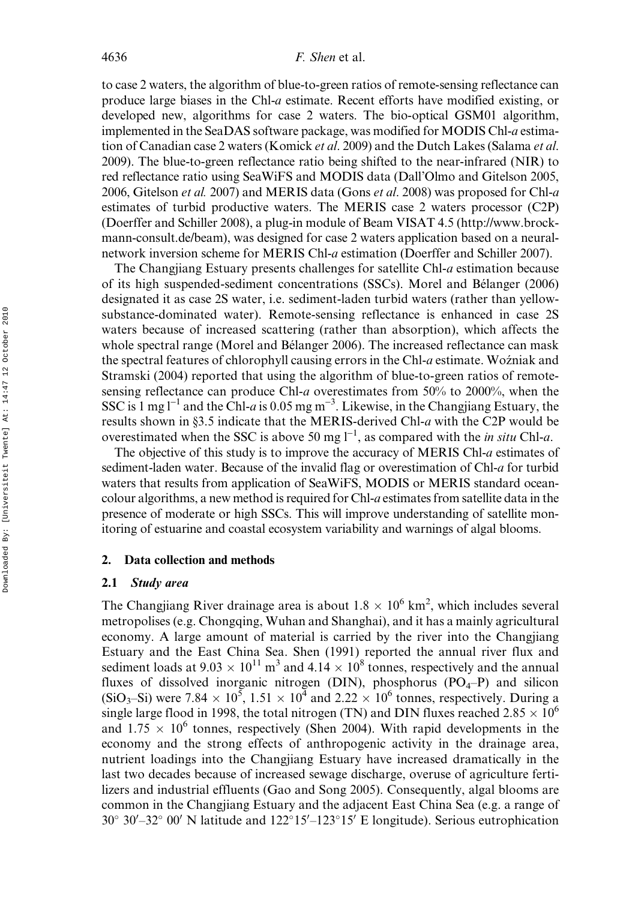to case 2 waters, the algorithm of blue-to-green ratios of remote-sensing reflectance can produce large biases in the Chl-*a* estimate. Recent efforts have modified existing, or developed new, algorithms for case 2 waters. The bio-optical GSM01 algorithm, implemented in the SeaDAS software package, was modified for MODIS Chl-*a* estimation of Canadian case 2 waters (Komick *et al*. 2009) and the Dutch Lakes (Salama *et al*. 2009). The blue-to-green reflectance ratio being shifted to the near-infrared (NIR) to red reflectance ratio using SeaWiFS and MODIS data (Dall'Olmo and Gitelson 2005, 2006, Gitelson *et al.* 2007) and MERIS data (Gons *et al*. 2008) was proposed for Chl-*a* estimates of turbid productive waters. The MERIS case 2 waters processor (C2P) (Doerffer and Schiller 2008), a plug-in module of Beam VISAT 4.5 (http://www.brockmann-consult.de/beam), was designed for case 2 waters application based on a neural-network inversion scheme for MERIS Chl-*a* estimation (Doerffer and Schiller 2007).

The Changjiang Estuary presents challenges for satellite Chl-*a* estimation because of its high suspended-sediment concentrations (SSCs). Morel and Bélanger (2006) designated it as case 2S water, i.e. sediment-laden turbid waters (rather than yellow-substance-dominated water). Remote-sensing reflectance is enhanced in case 2S waters because of increased scattering (rather than absorption), which affects the whole spectral range (Morel and Bélanger 2006). The increased reflectance can mask the spectral features of chlorophyll causing errors in the Chl-*a* estimate. Woźniak and Stramski (2004) reported that using the algorithm of blue-to-green ratios of remote-sensing reflectance can produce Chl-*a* overestimates from 50% to 2000%, when the SSC is 1 mg $l^{-1}$ and the Chl-*a* is 0.05 mg $m^{-3}$. Likewise, in the Changjiang Estuary, the results shown in §3.5 indicate that the MERIS-derived Chl-*a* with the C2P would be overestimated when the SSC is above 50 mg $l^{-1}$, as compared with the *in situ* Chl-*a*.

The objective of this study is to improve the accuracy of MERIS Chl-*a* estimates of sediment-laden water. Because of the invalid flag or overestimation of Chl-*a* for turbid waters that results from application of SeaWiFS, MODIS or MERIS standard ocean-colour algorithms, a new method is required for Chl-*a* estimates from satellite data in the presence of moderate or high SSCs. This will improve understanding of satellite monitoring of estuarine and coastal ecosystem variability and warnings of algal blooms.

## 2. Data collection and methods

### 2.1 *Study area*

The Changjiang River drainage area is about $1.8 \times 10^6$ km$^2$, which includes several metropolises (e.g. Chongqing, Wuhan and Shanghai), and it has a mainly agricultural economy. A large amount of material is carried by the river into the Changjiang Estuary and the East China Sea. Shen (1991) reported the annual river flux and sediment loads at $9.03 \times 10^{11}$ m$^3$ and $4.14 \times 10^8$ tonnes, respectively and the annual fluxes of dissolved inorganic nitrogen (DIN), phosphorus ($PO_4$–P) and silicon ($SiO_3$–Si) were $7.84 \times 10^5$, $1.51 \times 10^4$ and $2.22 \times 10^6$ tonnes, respectively. During a single large flood in 1998, the total nitrogen (TN) and DIN fluxes reached $2.85 \times 10^6$ and $1.75 \times 10^6$ tonnes, respectively (Shen 2004). With rapid developments in the economy and the strong effects of anthropogenic activity in the drainage area, nutrient loadings into the Changjiang Estuary have increased dramatically in the last two decades because of increased sewage discharge, overuse of agriculture fertilizers and industrial effluents (Gao and Song 2005). Consequently, algal blooms are common in the Changjiang Estuary and the adjacent East China Sea (e.g. a range of 30° 30′–32° 00′ N latitude and 122°15′–123°15′ E longitude). Serious eutrophication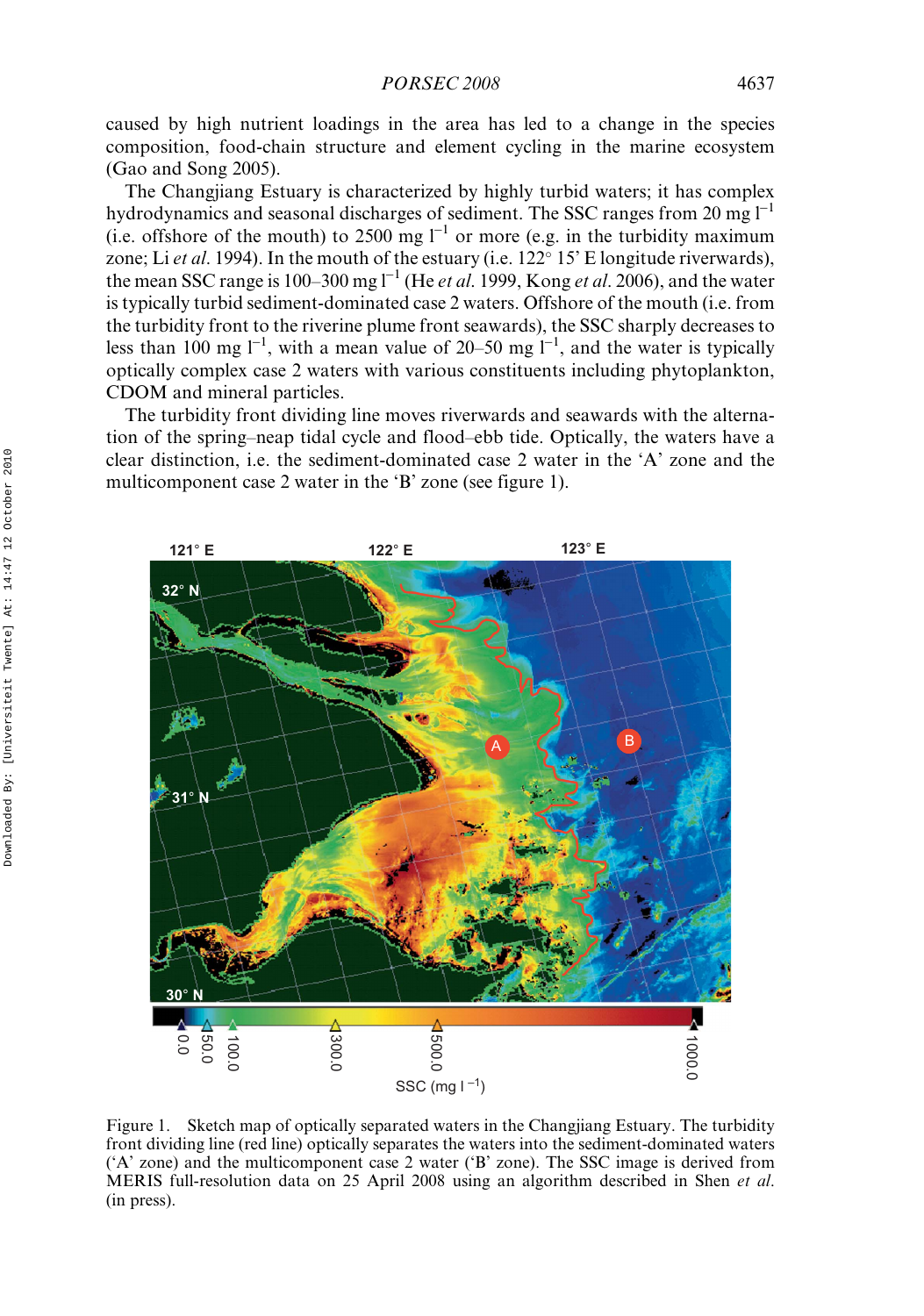caused by high nutrient loadings in the area has led to a change in the species composition, food-chain structure and element cycling in the marine ecosystem (Gao and Song 2005).

The Changjiang Estuary is characterized by highly turbid waters; it has complex hydrodynamics and seasonal discharges of sediment. The SSC ranges from 20 mg $l^{-1}$ (i.e. offshore of the mouth) to 2500 mg $l^{-1}$ or more (e.g. in the turbidity maximum zone; Li *et al*. 1994). In the mouth of the estuary (i.e. 122° 15' E longitude riverwards), the mean SSC range is 100–300 mg $l^{-1}$ (He *et al*. 1999, Kong *et al*. 2006), and the water is typically turbid sediment-dominated case 2 waters. Offshore of the mouth (i.e. from the turbidity front to the riverine plume front seawards), the SSC sharply decreases to less than 100 mg $l^{-1}$, with a mean value of 20–50 mg $l^{-1}$, and the water is typically optically complex case 2 waters with various constituents including phytoplankton, CDOM and mineral particles.

The turbidity front dividing line moves riverwards and seawards with the alternation of the spring–neap tidal cycle and flood–ebb tide. Optically, the waters have a clear distinction, i.e. the sediment-dominated case 2 water in the 'A' zone and the multicomponent case 2 water in the 'B' zone (see figure 1).

Figure 1. Sketch map of optically separated waters in the Changjiang Estuary. The turbidity front dividing line (red line) optically separates the waters into the sediment-dominated waters ('A' zone) and the multicomponent case 2 water ('B' zone). The SSC image is derived from MERIS full-resolution data on 25 April 2008 using an algorithm described in Shen *et al*. (in press).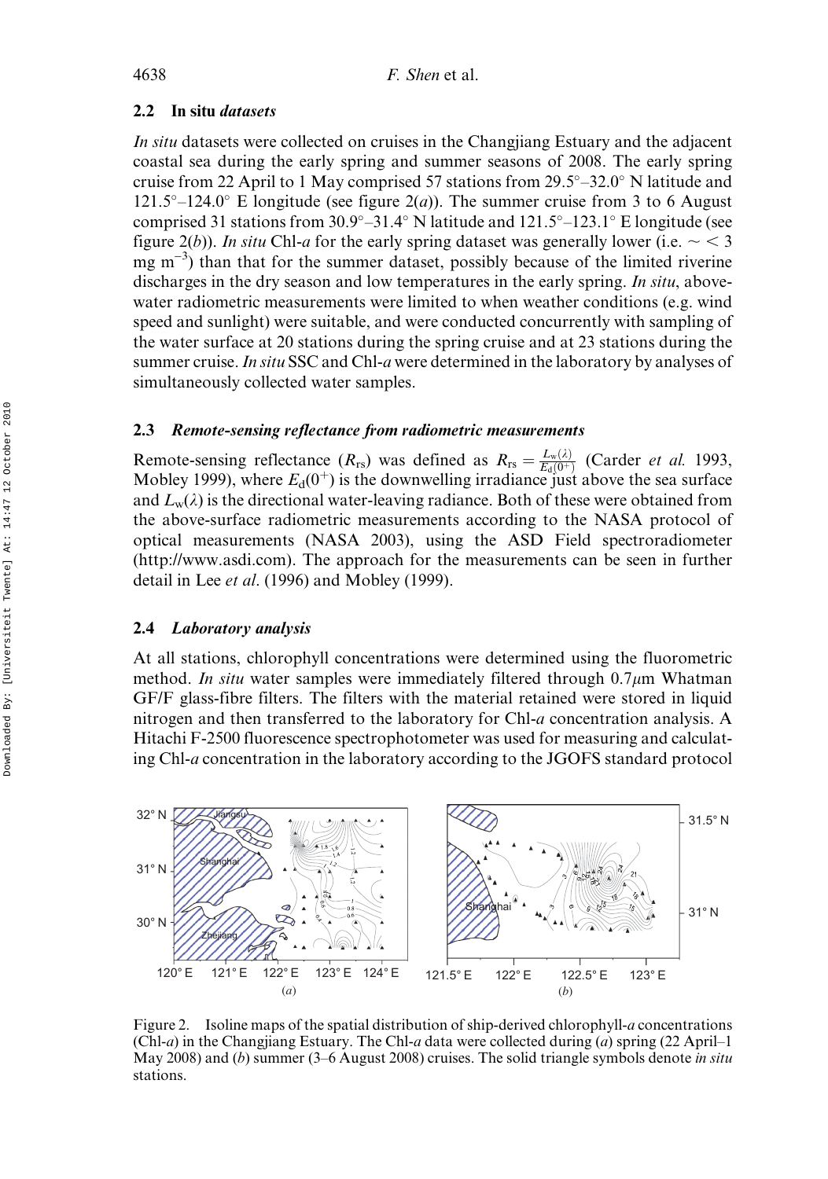### 2.2 In situ *datasets*

*In situ* datasets were collected on cruises in the Changjiang Estuary and the adjacent coastal sea during the early spring and summer seasons of 2008. The early spring cruise from 22 April to 1 May comprised 57 stations from 29.5°–32.0° N latitude and 121.5°–124.0° E longitude (see figure 2(*a*)). The summer cruise from 3 to 6 August comprised 31 stations from 30.9°–31.4° N latitude and 121.5°–123.1° E longitude (see figure 2(*b*)). *In situ* Chl-*a* for the early spring dataset was generally lower (i.e. ~ < 3 mg m$^{-3}$) than that for the summer dataset, possibly because of the limited riverine discharges in the dry season and low temperatures in the early spring. *In situ*, above-water radiometric measurements were limited to when weather conditions (e.g. wind speed and sunlight) were suitable, and were conducted concurrently with sampling of the water surface at 20 stations during the spring cruise and at 23 stations during the summer cruise. *In situ* SSC and Chl-*a* were determined in the laboratory by analyses of simultaneously collected water samples.

### 2.3 *Remote-sensing reflectance from radiometric measurements*

Remote-sensing reflectance ($R_{rs}$) was defined as $R_{rs} = \frac{L_w(\lambda)}{E_d(0^+)}$ (Carder *et al.* 1993, Mobley 1999), where $E_d(0^+)$ is the downwelling irradiance just above the sea surface and $L_w(\lambda)$ is the directional water-leaving radiance. Both of these were obtained from the above-surface radiometric measurements according to the NASA protocol of optical measurements (NASA 2003), using the ASD Field spectroradiometer (http://www.asdi.com). The approach for the measurements can be seen in further detail in Lee *et al*. (1996) and Mobley (1999).

### 2.4 *Laboratory analysis*

At all stations, chlorophyll concentrations were determined using the fluorometric method. *In situ* water samples were immediately filtered through 0.7$\mu$m Whatman GF/F glass-fibre filters. The filters with the material retained were stored in liquid nitrogen and then transferred to the laboratory for Chl-*a* concentration analysis. A Hitachi F-2500 fluorescence spectrophotometer was used for measuring and calculating Chl-*a* concentration in the laboratory according to the JGOFS standard protocol

Figure 2. Isoline maps of the spatial distribution of ship-derived chlorophyll-*a* concentrations (Chl-*a*) in the Changjiang Estuary. The Chl-*a* data were collected during (*a*) spring (22 April–1 May 2008) and (*b*) summer (3–6 August 2008) cruises. The solid triangle symbols denote *in situ* stations.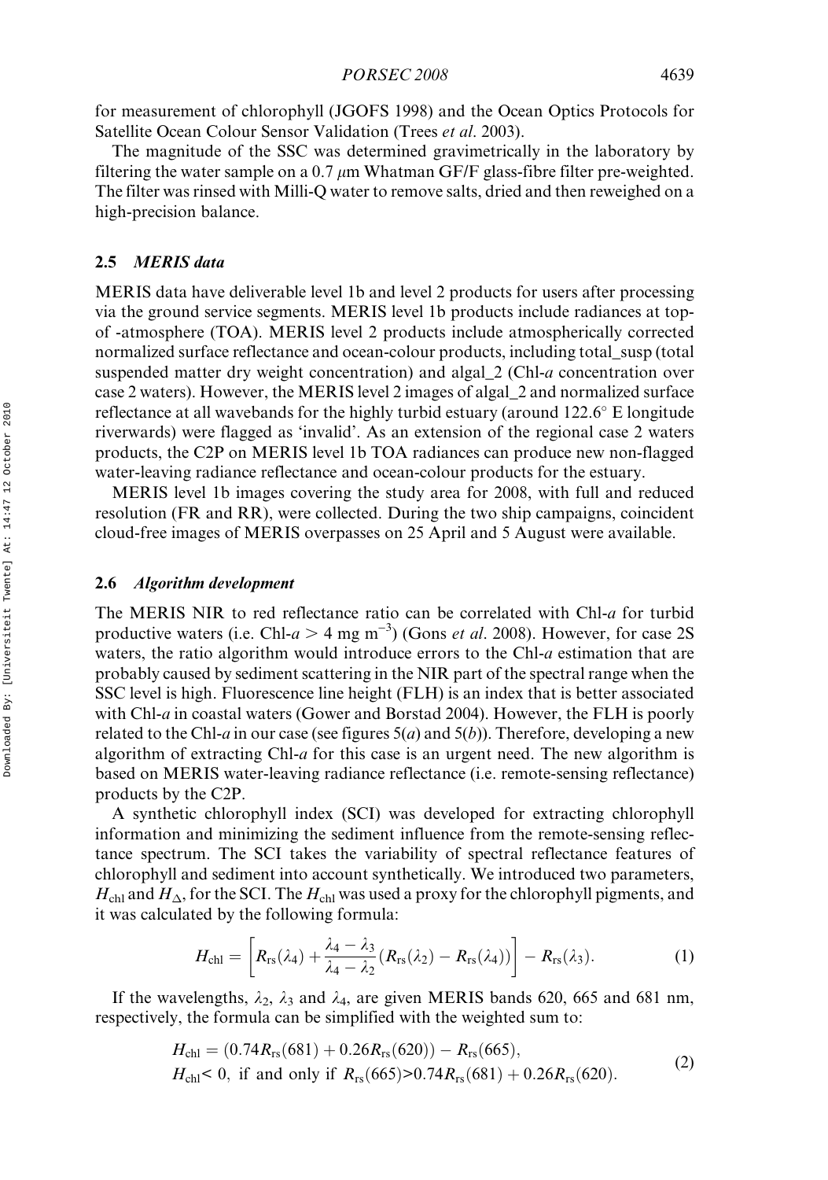for measurement of chlorophyll (JGOFS 1998) and the Ocean Optics Protocols for Satellite Ocean Colour Sensor Validation (Trees *et al*. 2003).

The magnitude of the SSC was determined gravimetrically in the laboratory by filtering the water sample on a 0.7 $\mu$m Whatman GF/F glass-fibre filter pre-weighted. The filter was rinsed with Milli-Q water to remove salts, dried and then reweighed on a high-precision balance.

### 2.5 *MERIS data*

MERIS data have deliverable level 1b and level 2 products for users after processing via the ground service segments. MERIS level 1b products include radiances at top-of -atmosphere (TOA). MERIS level 2 products include atmospherically corrected normalized surface reflectance and ocean-colour products, including total_susp (total suspended matter dry weight concentration) and algal_2 (Chl-*a* concentration over case 2 waters). However, the MERIS level 2 images of algal_2 and normalized surface reflectance at all wavebands for the highly turbid estuary (around 122.6° E longitude riverwards) were flagged as 'invalid'. As an extension of the regional case 2 waters products, the C2P on MERIS level 1b TOA radiances can produce new non-flagged water-leaving radiance reflectance and ocean-colour products for the estuary.

MERIS level 1b images covering the study area for 2008, with full and reduced resolution (FR and RR), were collected. During the two ship campaigns, coincident cloud-free images of MERIS overpasses on 25 April and 5 August were available.

### 2.6 *Algorithm development*

The MERIS NIR to red reflectance ratio can be correlated with Chl-*a* for turbid productive waters (i.e. Chl-$a > 4$ mg m$^{-3}$) (Gons *et al*. 2008). However, for case 2S waters, the ratio algorithm would introduce errors to the Chl-*a* estimation that are probably caused by sediment scattering in the NIR part of the spectral range when the SSC level is high. Fluorescence line height (FLH) is an index that is better associated with Chl-*a* in coastal waters (Gower and Borstad 2004). However, the FLH is poorly related to the Chl-*a* in our case (see figures 5(*a*) and 5(*b*)). Therefore, developing a new algorithm of extracting Chl-*a* for this case is an urgent need. The new algorithm is based on MERIS water-leaving radiance reflectance (i.e. remote-sensing reflectance) products by the C2P.

A synthetic chlorophyll index (SCI) was developed for extracting chlorophyll information and minimizing the sediment influence from the remote-sensing reflectance spectrum. The SCI takes the variability of spectral reflectance features of chlorophyll and sediment into account synthetically. We introduced two parameters, $H_{\rm chl}$ and $H_{\Delta}$, for the SCI. The $H_{\rm chl}$ was used a proxy for the chlorophyll pigments, and it was calculated by the following formula:

$$H_{\rm chl} = \left[ R_{\rm rs}(\lambda_4) + \frac{\lambda_4 - \lambda_3}{\lambda_4 - \lambda_2}\left(R_{\rm rs}(\lambda_2) - R_{\rm rs}(\lambda_4)\right) \right] - R_{\rm rs}(\lambda_3). \tag{1}$$

If the wavelengths, $\lambda_2$, $\lambda_3$ and $\lambda_4$, are given MERIS bands 620, 665 and 681 nm, respectively, the formula can be simplified with the weighted sum to:

$$\begin{aligned} &H_{\rm chl} = (0.74R_{\rm rs}(681) + 0.26R_{\rm rs}(620)) - R_{\rm rs}(665), \\ &H_{\rm chl} < 0, \text{ if and only if } R_{\rm rs}(665) > 0.74R_{\rm rs}(681) + 0.26R_{\rm rs}(620). \end{aligned} \tag{2}$$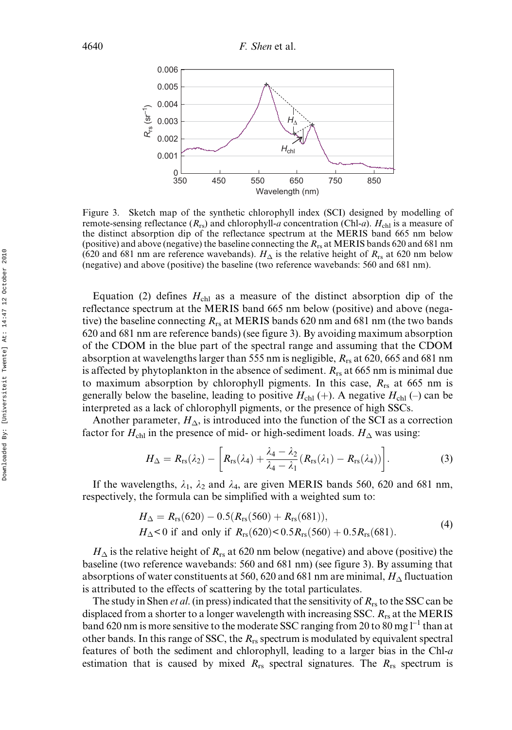Figure 3. Sketch map of the synthetic chlorophyll index (SCI) designed by modelling of remote-sensing reflectance ($R_{rs}$) and chlorophyll-*a* concentration (Chl-*a*). $H_{chl}$ is a measure of the distinct absorption dip of the reflectance spectrum at the MERIS band 665 nm below (positive) and above (negative) the baseline connecting the $R_{rs}$ at MERIS bands 620 and 681 nm (620 and 681 nm are reference wavebands). $H_{\Delta}$ is the relative height of $R_{rs}$ at 620 nm below (negative) and above (positive) the baseline (two reference wavebands: 560 and 681 nm).

Equation (2) defines $H_{chl}$ as a measure of the distinct absorption dip of the reflectance spectrum at the MERIS band 665 nm below (positive) and above (negative) the baseline connecting $R_{rs}$ at MERIS bands 620 nm and 681 nm (the two bands 620 and 681 nm are reference bands) (see figure 3). By avoiding maximum absorption of the CDOM in the blue part of the spectral range and assuming that the CDOM absorption at wavelengths larger than 555 nm is negligible, $R_{rs}$ at 620, 665 and 681 nm is affected by phytoplankton in the absence of sediment. $R_{rs}$ at 665 nm is minimal due to maximum absorption by chlorophyll pigments. In this case, $R_{rs}$ at 665 nm is generally below the baseline, leading to positive $H_{chl}$ (+). A negative $H_{chl}$ (–) can be interpreted as a lack of chlorophyll pigments, or the presence of high SSCs.

Another parameter, $H_{\Delta}$, is introduced into the function of the SCI as a correction factor for $H_{chl}$ in the presence of mid- or high-sediment loads. $H_{\Delta}$ was using:

$$H_{\Delta} = R_{rs}(\lambda_2) - \left[ R_{rs}(\lambda_4) + \frac{\lambda_4 - \lambda_2}{\lambda_4 - \lambda_1}(R_{rs}(\lambda_1) - R_{rs}(\lambda_4)) \right]. \tag{3}$$

If the wavelengths, $\lambda_1$, $\lambda_2$ and $\lambda_4$, are given MERIS bands 560, 620 and 681 nm, respectively, the formula can be simplified with a weighted sum to:

$$\begin{aligned} &H_{\Delta} = R_{rs}(620) - 0.5(R_{rs}(560) + R_{rs}(681)), \\ &H_{\Delta} < 0 \text{ if and only if } R_{rs}(620) < 0.5R_{rs}(560) + 0.5R_{rs}(681). \end{aligned} \tag{4}$$

$H_{\Delta}$ is the relative height of $R_{rs}$ at 620 nm below (negative) and above (positive) the baseline (two reference wavebands: 560 and 681 nm) (see figure 3). By assuming that absorptions of water constituents at 560, 620 and 681 nm are minimal, $H_{\Delta}$ fluctuation is attributed to the effects of scattering by the total particulates.

The study in Shen *et al.* (in press) indicated that the sensitivity of $R_{rs}$ to the SSC can be displaced from a shorter to a longer wavelength with increasing SSC. $R_{rs}$ at the MERIS band 620 nm is more sensitive to the moderate SSC ranging from 20 to 80 mg l$^{-1}$ than at other bands. In this range of SSC, the $R_{rs}$ spectrum is modulated by equivalent spectral features of both the sediment and chlorophyll, leading to a larger bias in the Chl-*a* estimation that is caused by mixed $R_{rs}$ spectral signatures. The $R_{rs}$ spectrum is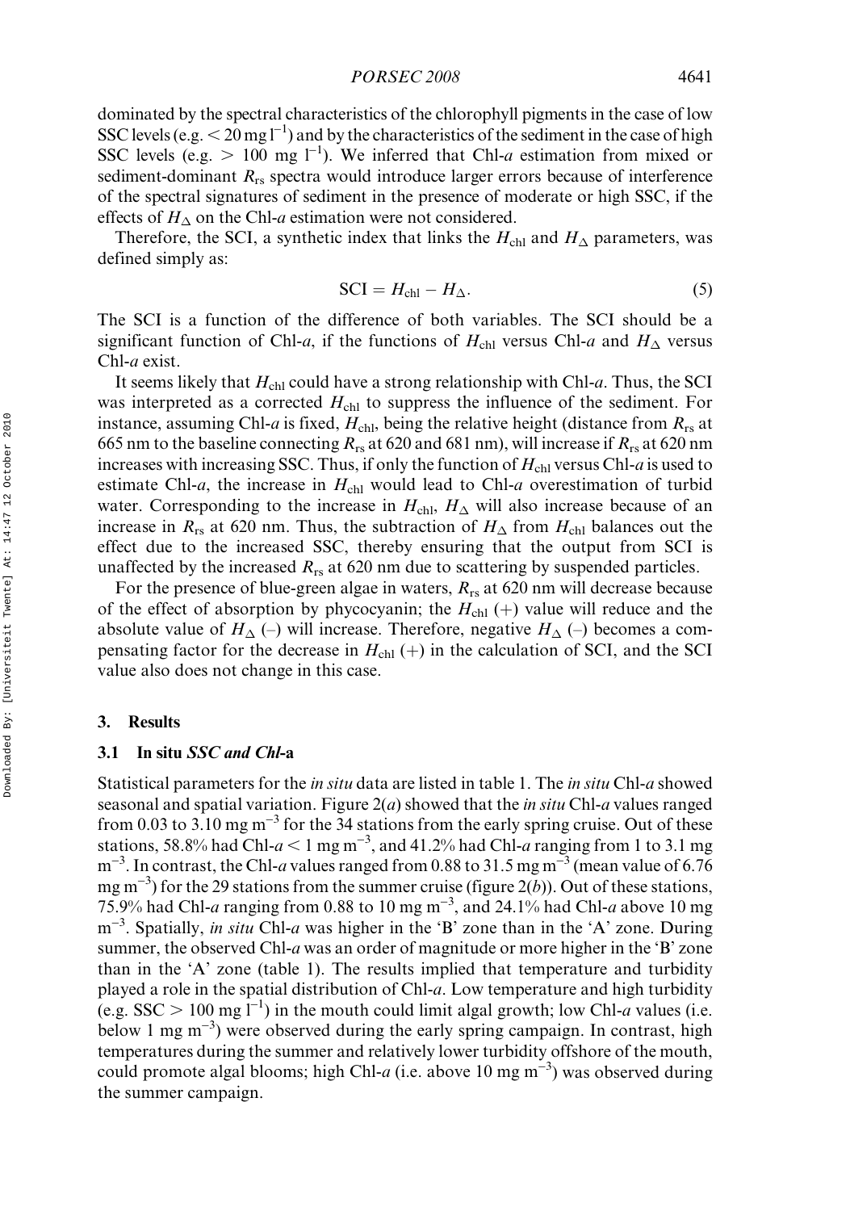dominated by the spectral characteristics of the chlorophyll pigments in the case of low SSC levels (e.g. $< 20$ mg l$^{-1}$) and by the characteristics of the sediment in the case of high SSC levels (e.g. $> 100$ mg l$^{-1}$). We inferred that Chl-*a* estimation from mixed or sediment-dominant $R_{rs}$ spectra would introduce larger errors because of interference of the spectral signatures of sediment in the presence of moderate or high SSC, if the effects of $H_{\Delta}$ on the Chl-*a* estimation were not considered.

Therefore, the SCI, a synthetic index that links the $H_{chl}$ and $H_{\Delta}$ parameters, was defined simply as:

$$\mathrm{SCI} = H_{chl} - H_{\Delta}. \tag{5}$$

The SCI is a function of the difference of both variables. The SCI should be a significant function of Chl-*a*, if the functions of $H_{chl}$ versus Chl-*a* and $H_{\Delta}$ versus Chl-*a* exist.

It seems likely that $H_{chl}$ could have a strong relationship with Chl-*a*. Thus, the SCI was interpreted as a corrected $H_{chl}$ to suppress the influence of the sediment. For instance, assuming Chl-*a* is fixed, $H_{chl}$, being the relative height (distance from $R_{rs}$ at 665 nm to the baseline connecting $R_{rs}$ at 620 and 681 nm), will increase if $R_{rs}$ at 620 nm increases with increasing SSC. Thus, if only the function of $H_{chl}$ versus Chl-*a* is used to estimate Chl-*a*, the increase in $H_{chl}$ would lead to Chl-*a* overestimation of turbid water. Corresponding to the increase in $H_{chl}$, $H_{\Delta}$ will also increase because of an increase in $R_{rs}$ at 620 nm. Thus, the subtraction of $H_{\Delta}$ from $H_{chl}$ balances out the effect due to the increased SSC, thereby ensuring that the output from SCI is unaffected by the increased $R_{rs}$ at 620 nm due to scattering by suspended particles.

For the presence of blue-green algae in waters, $R_{rs}$ at 620 nm will decrease because of the effect of absorption by phycocyanin; the $H_{chl}$ (+) value will reduce and the absolute value of $H_{\Delta}$ (–) will increase. Therefore, negative $H_{\Delta}$ (–) becomes a compensating factor for the decrease in $H_{chl}$ (+) in the calculation of SCI, and the SCI value also does not change in this case.

## 3. Results

### 3.1 *In situ SSC and Chl-a*

Statistical parameters for the *in situ* data are listed in table 1. The *in situ* Chl-*a* showed seasonal and spatial variation. Figure 2(*a*) showed that the *in situ* Chl-*a* values ranged from 0.03 to 3.10 mg m$^{-3}$ for the 34 stations from the early spring cruise. Out of these stations, 58.8% had Chl-*a* $< 1$ mg m$^{-3}$, and 41.2% had Chl-*a* ranging from 1 to 3.1 mg m$^{-3}$. In contrast, the Chl-*a* values ranged from 0.88 to 31.5 mg m$^{-3}$ (mean value of 6.76 mg m$^{-3}$) for the 29 stations from the summer cruise (figure 2(*b*)). Out of these stations, 75.9% had Chl-*a* ranging from 0.88 to 10 mg m$^{-3}$, and 24.1% had Chl-*a* above 10 mg m$^{-3}$. Spatially, *in situ* Chl-*a* was higher in the 'B' zone than in the 'A' zone. During summer, the observed Chl-*a* was an order of magnitude or more higher in the 'B' zone than in the 'A' zone (table 1). The results implied that temperature and turbidity played a role in the spatial distribution of Chl-*a*. Low temperature and high turbidity (e.g. SSC $> 100$ mg l$^{-1}$) in the mouth could limit algal growth; low Chl-*a* values (i.e. below 1 mg m$^{-3}$) were observed during the early spring campaign. In contrast, high temperatures during the summer and relatively lower turbidity offshore of the mouth, could promote algal blooms; high Chl-*a* (i.e. above 10 mg m$^{-3}$) was observed during the summer campaign.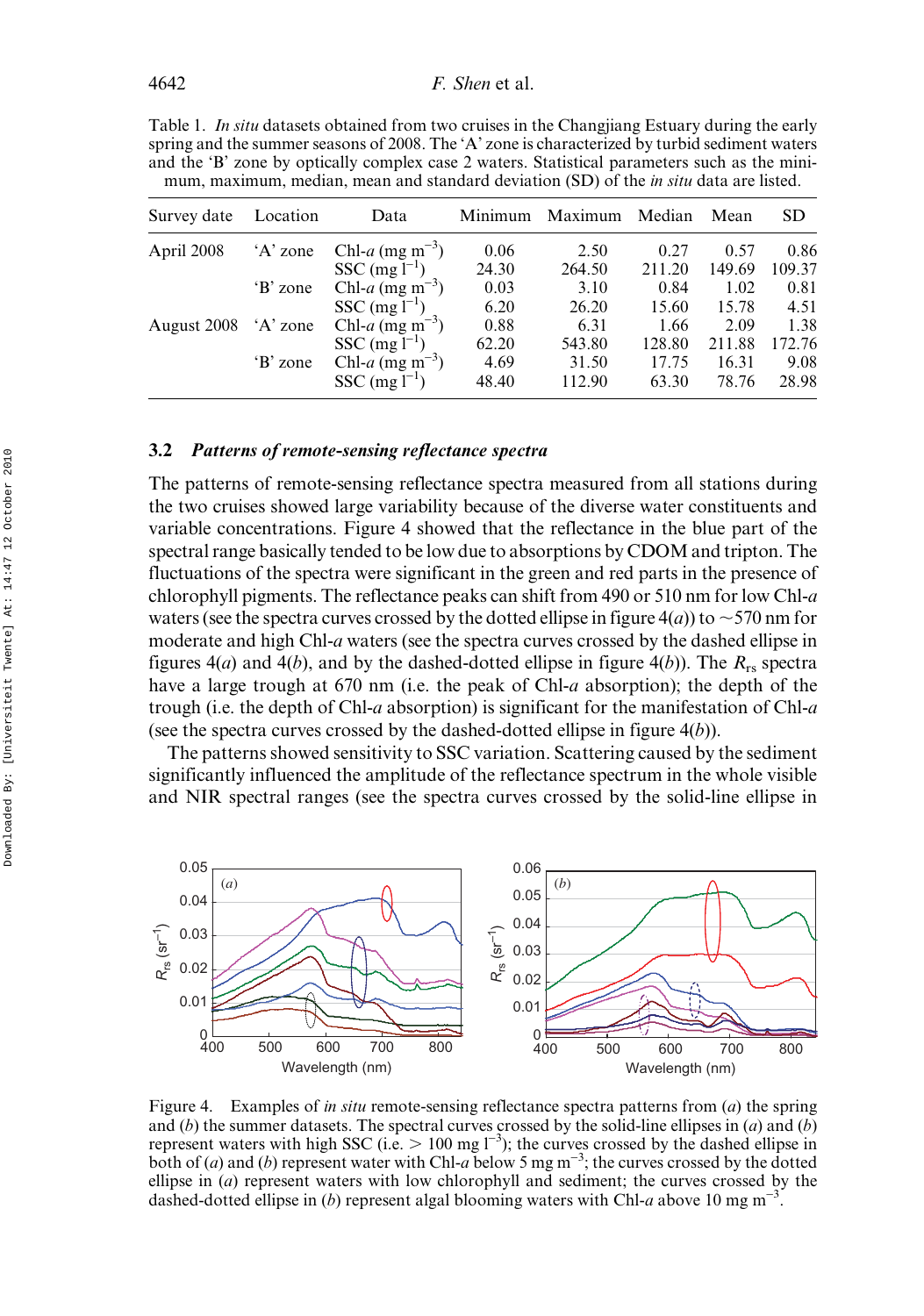Table 1. *In situ* datasets obtained from two cruises in the Changjiang Estuary during the early spring and the summer seasons of 2008. The 'A' zone is characterized by turbid sediment waters and the 'B' zone by optically complex case 2 waters. Statistical parameters such as the minimum, maximum, median, mean and standard deviation (SD) of the *in situ* data are listed.

| Survey date | Location | Data | Minimum | Maximum | Median | Mean | SD |
|---|---|---|---|---|---|---|---|
| April 2008 | 'A' zone | Chl-*a* (mg m$^{-3}$) | 0.06 | 2.50 | 0.27 | 0.57 | 0.86 |
| | | SSC (mg l$^{-1}$) | 24.30 | 264.50 | 211.20 | 149.69 | 109.37 |
| | 'B' zone | Chl-*a* (mg m$^{-3}$) | 0.03 | 3.10 | 0.84 | 1.02 | 0.81 |
| | | SSC (mg l$^{-1}$) | 6.20 | 26.20 | 15.60 | 15.78 | 4.51 |
| August 2008 | 'A' zone | Chl-*a* (mg m$^{-3}$) | 0.88 | 6.31 | 1.66 | 2.09 | 1.38 |
| | | SSC (mg l$^{-1}$) | 62.20 | 543.80 | 128.80 | 211.88 | 172.76 |
| | 'B' zone | Chl-*a* (mg m$^{-3}$) | 4.69 | 31.50 | 17.75 | 16.31 | 9.08 |
| | | SSC (mg l$^{-1}$) | 48.40 | 112.90 | 63.30 | 78.76 | 28.98 |

### 3.2 *Patterns of remote-sensing reflectance spectra*

The patterns of remote-sensing reflectance spectra measured from all stations during the two cruises showed large variability because of the diverse water constituents and variable concentrations. Figure 4 showed that the reflectance in the blue part of the spectral range basically tended to be low due to absorptions by CDOM and tripton. The fluctuations of the spectra were significant in the green and red parts in the presence of chlorophyll pigments. The reflectance peaks can shift from 490 or 510 nm for low Chl-*a* waters (see the spectra curves crossed by the dotted ellipse in figure 4(*a*)) to ~570 nm for moderate and high Chl-*a* waters (see the spectra curves crossed by the dashed ellipse in figures 4(*a*) and 4(*b*), and by the dashed-dotted ellipse in figure 4(*b*)). The $R_{rs}$ spectra have a large trough at 670 nm (i.e. the peak of Chl-*a* absorption); the depth of the trough (i.e. the depth of Chl-*a* absorption) is significant for the manifestation of Chl-*a* (see the spectra curves crossed by the dashed-dotted ellipse in figure 4(*b*)).

The patterns showed sensitivity to SSC variation. Scattering caused by the sediment significantly influenced the amplitude of the reflectance spectrum in the whole visible and NIR spectral ranges (see the spectra curves crossed by the solid-line ellipse in

Figure 4. Examples of *in situ* remote-sensing reflectance spectra patterns from (*a*) the spring and (*b*) the summer datasets. The spectral curves crossed by the solid-line ellipses in (*a*) and (*b*) represent waters with high SSC (i.e. > 100 mg l$^{-3}$); the curves crossed by the dashed ellipse in both of (*a*) and (*b*) represent water with Chl-*a* below 5 mg m$^{-3}$; the curves crossed by the dotted ellipse in (*a*) represent waters with low chlorophyll and sediment; the curves crossed by the dashed-dotted ellipse in (*b*) represent algal blooming waters with Chl-*a* above 10 mg m$^{-3}$.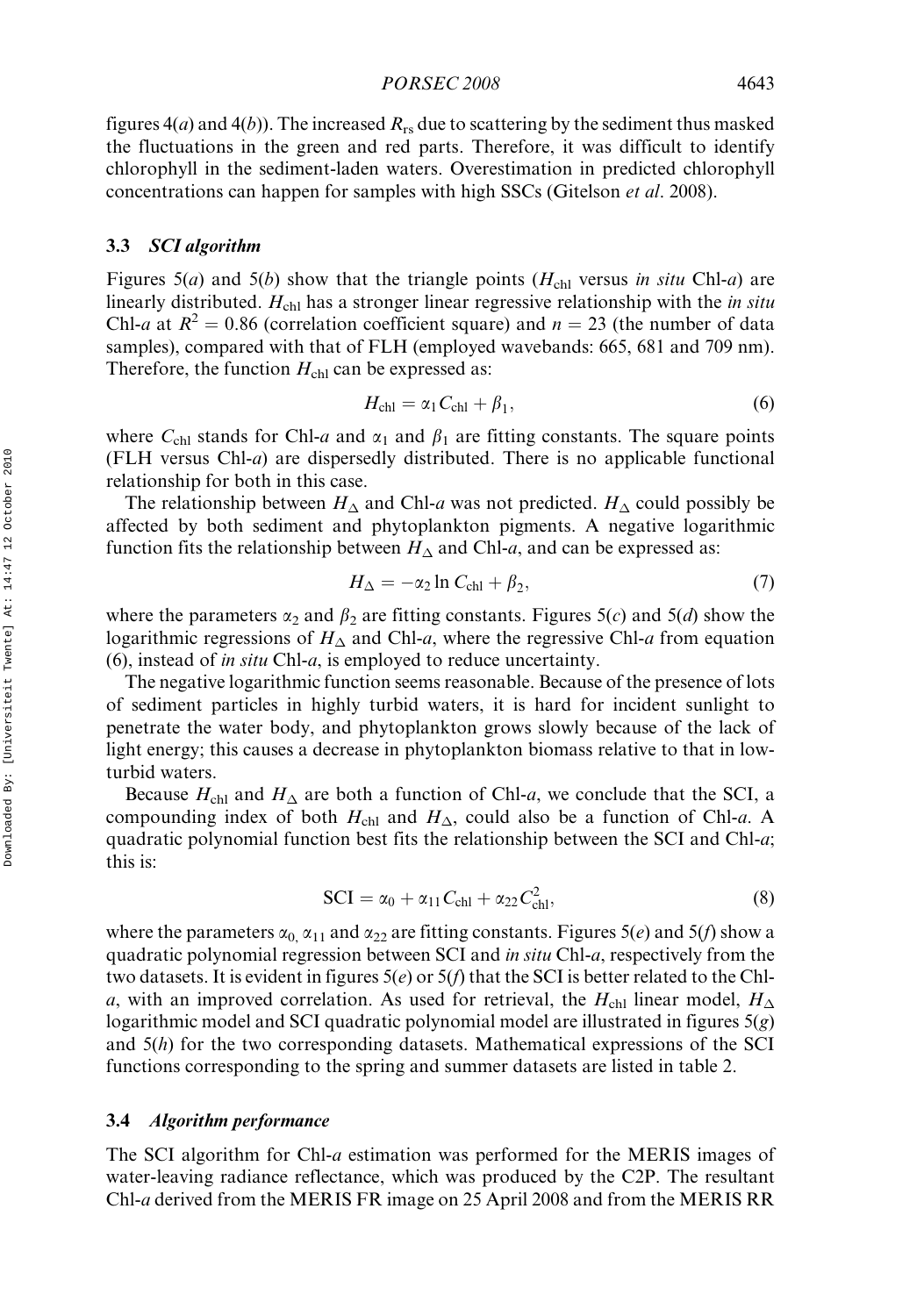figures 4(*a*) and 4(*b*)). The increased $R_{rs}$ due to scattering by the sediment thus masked the fluctuations in the green and red parts. Therefore, it was difficult to identify chlorophyll in the sediment-laden waters. Overestimation in predicted chlorophyll concentrations can happen for samples with high SSCs (Gitelson *et al*. 2008).

### 3.3 *SCI algorithm*

Figures 5(*a*) and 5(*b*) show that the triangle points ($H_{chl}$ versus *in situ* Chl-*a*) are linearly distributed. $H_{chl}$ has a stronger linear regressive relationship with the *in situ* Chl-*a* at $R^2 = 0.86$ (correlation coefficient square) and $n = 23$ (the number of data samples), compared with that of FLH (employed wavebands: 665, 681 and 709 nm). Therefore, the function $H_{chl}$ can be expressed as:

$$H_{chl} = \alpha_1 C_{chl} + \beta_1, \tag{6}$$

where $C_{chl}$ stands for Chl-*a* and $\alpha_1$ and $\beta_1$ are fitting constants. The square points (FLH versus Chl-*a*) are dispersedly distributed. There is no applicable functional relationship for both in this case.

The relationship between $H_\Delta$ and Chl-*a* was not predicted. $H_\Delta$ could possibly be affected by both sediment and phytoplankton pigments. A negative logarithmic function fits the relationship between $H_\Delta$ and Chl-*a*, and can be expressed as:

$$H_\Delta = -\alpha_2 \ln C_{chl} + \beta_2, \tag{7}$$

where the parameters $\alpha_2$ and $\beta_2$ are fitting constants. Figures 5(*c*) and 5(*d*) show the logarithmic regressions of $H_\Delta$ and Chl-*a*, where the regressive Chl-*a* from equation (6), instead of *in situ* Chl-*a*, is employed to reduce uncertainty.

The negative logarithmic function seems reasonable. Because of the presence of lots of sediment particles in highly turbid waters, it is hard for incident sunlight to penetrate the water body, and phytoplankton grows slowly because of the lack of light energy; this causes a decrease in phytoplankton biomass relative to that in low-turbid waters.

Because $H_{chl}$ and $H_\Delta$ are both a function of Chl-*a*, we conclude that the SCI, a compounding index of both $H_{chl}$ and $H_\Delta$, could also be a function of Chl-*a*. A quadratic polynomial function best fits the relationship between the SCI and Chl-*a*; this is:

$$\mathrm{SCI} = \alpha_0 + \alpha_{11} C_{chl} + \alpha_{22} C_{chl}^2, \tag{8}$$

where the parameters $\alpha_0$, $\alpha_{11}$ and $\alpha_{22}$ are fitting constants. Figures 5(*e*) and 5(*f*) show a quadratic polynomial regression between SCI and *in situ* Chl-*a*, respectively from the two datasets. It is evident in figures 5(*e*) or 5(*f*) that the SCI is better related to the Chl-*a*, with an improved correlation. As used for retrieval, the $H_{chl}$ linear model, $H_\Delta$ logarithmic model and SCI quadratic polynomial model are illustrated in figures 5(*g*) and 5(*h*) for the two corresponding datasets. Mathematical expressions of the SCI functions corresponding to the spring and summer datasets are listed in table 2.

### 3.4 *Algorithm performance*

The SCI algorithm for Chl-*a* estimation was performed for the MERIS images of water-leaving radiance reflectance, which was produced by the C2P. The resultant Chl-*a* derived from the MERIS FR image on 25 April 2008 and from the MERIS RR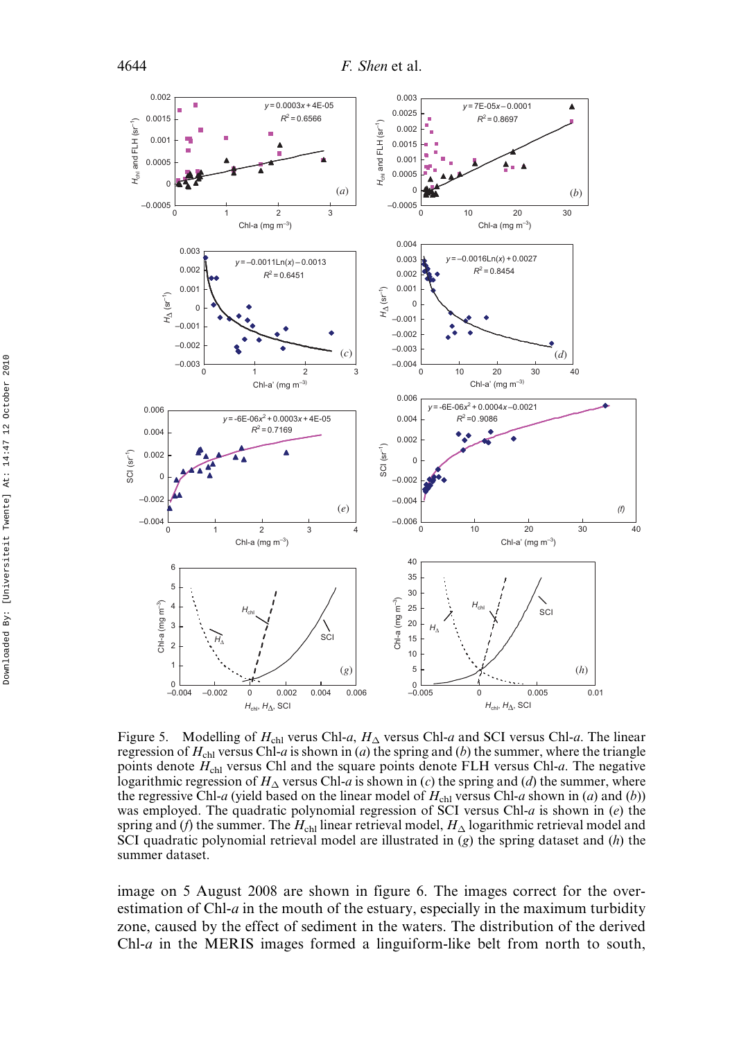Figure 5. Modelling of $H_{chl}$ verus Chl-$a$, $H_{\Delta}$ versus Chl-$a$ and SCI versus Chl-$a$. The linear regression of $H_{chl}$ versus Chl-$a$ is shown in ($a$) the spring and ($b$) the summer, where the triangle points denote $H_{chl}$ versus Chl and the square points denote FLH versus Chl-$a$. The negative logarithmic regression of $H_{\Delta}$ versus Chl-$a$ is shown in ($c$) the spring and ($d$) the summer, where the regressive Chl-$a$ (yield based on the linear model of $H_{chl}$ versus Chl-$a$ shown in ($a$) and ($b$)) was employed. The quadratic polynomial regression of SCI versus Chl-$a$ is shown in ($e$) the spring and ($f$) the summer. The $H_{chl}$ linear retrieval model, $H_{\Delta}$ logarithmic retrieval model and SCI quadratic polynomial retrieval model are illustrated in ($g$) the spring dataset and ($h$) the summer dataset.

image on 5 August 2008 are shown in figure 6. The images correct for the over-estimation of Chl-$a$ in the mouth of the estuary, especially in the maximum turbidity zone, caused by the effect of sediment in the waters. The distribution of the derived Chl-$a$ in the MERIS images formed a linguiform-like belt from north to south,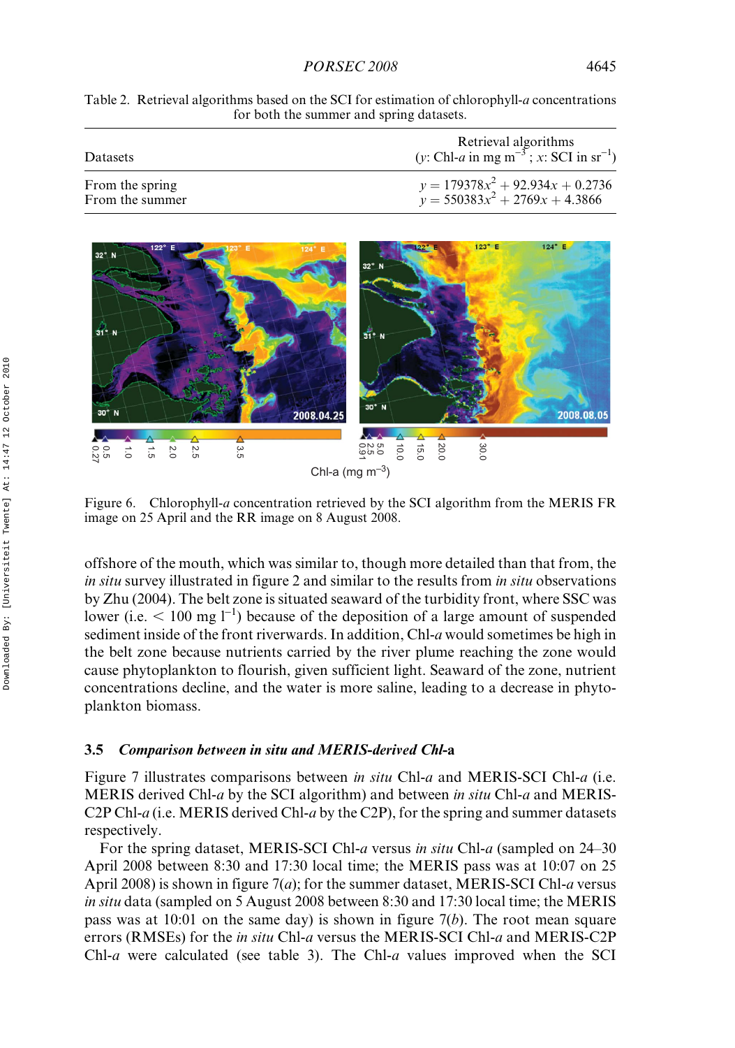Table 2. Retrieval algorithms based on the SCI for estimation of chlorophyll-*a* concentrations for both the summer and spring datasets.

| Datasets | Retrieval algorithms ($y$: Chl-*a* in mg m$^{-3}$; $x$: SCI in sr$^{-1}$) |
|---|---|
| From the spring | $y = 179378x^2 + 92.934x + 0.2736$ |
| From the summer | $y = 550383x^2 + 2769x + 4.3866$ |

Figure 6. Chlorophyll-*a* concentration retrieved by the SCI algorithm from the MERIS FR image on 25 April and the RR image on 8 August 2008.

offshore of the mouth, which was similar to, though more detailed than that from, the *in situ* survey illustrated in figure 2 and similar to the results from *in situ* observations by Zhu (2004). The belt zone is situated seaward of the turbidity front, where SSC was lower (i.e. $< 100$ mg l$^{-1}$) because of the deposition of a large amount of suspended sediment inside of the front riverwards. In addition, Chl-*a* would sometimes be high in the belt zone because nutrients carried by the river plume reaching the zone would cause phytoplankton to flourish, given sufficient light. Seaward of the zone, nutrient concentrations decline, and the water is more saline, leading to a decrease in phytoplankton biomass.

### 3.5 *Comparison between in situ and MERIS-derived Chl-*a

Figure 7 illustrates comparisons between *in situ* Chl-*a* and MERIS-SCI Chl-*a* (i.e. MERIS derived Chl-*a* by the SCI algorithm) and between *in situ* Chl-*a* and MERIS-C2P Chl-*a* (i.e. MERIS derived Chl-*a* by the C2P), for the spring and summer datasets respectively.

For the spring dataset, MERIS-SCI Chl-*a* versus *in situ* Chl-*a* (sampled on 24–30 April 2008 between 8:30 and 17:30 local time; the MERIS pass was at 10:07 on 25 April 2008) is shown in figure 7(*a*); for the summer dataset, MERIS-SCI Chl-*a* versus *in situ* data (sampled on 5 August 2008 between 8:30 and 17:30 local time; the MERIS pass was at 10:01 on the same day) is shown in figure 7(*b*). The root mean square errors (RMSEs) for the *in situ* Chl-*a* versus the MERIS-SCI Chl-*a* and MERIS-C2P Chl-*a* were calculated (see table 3). The Chl-*a* values improved when the SCI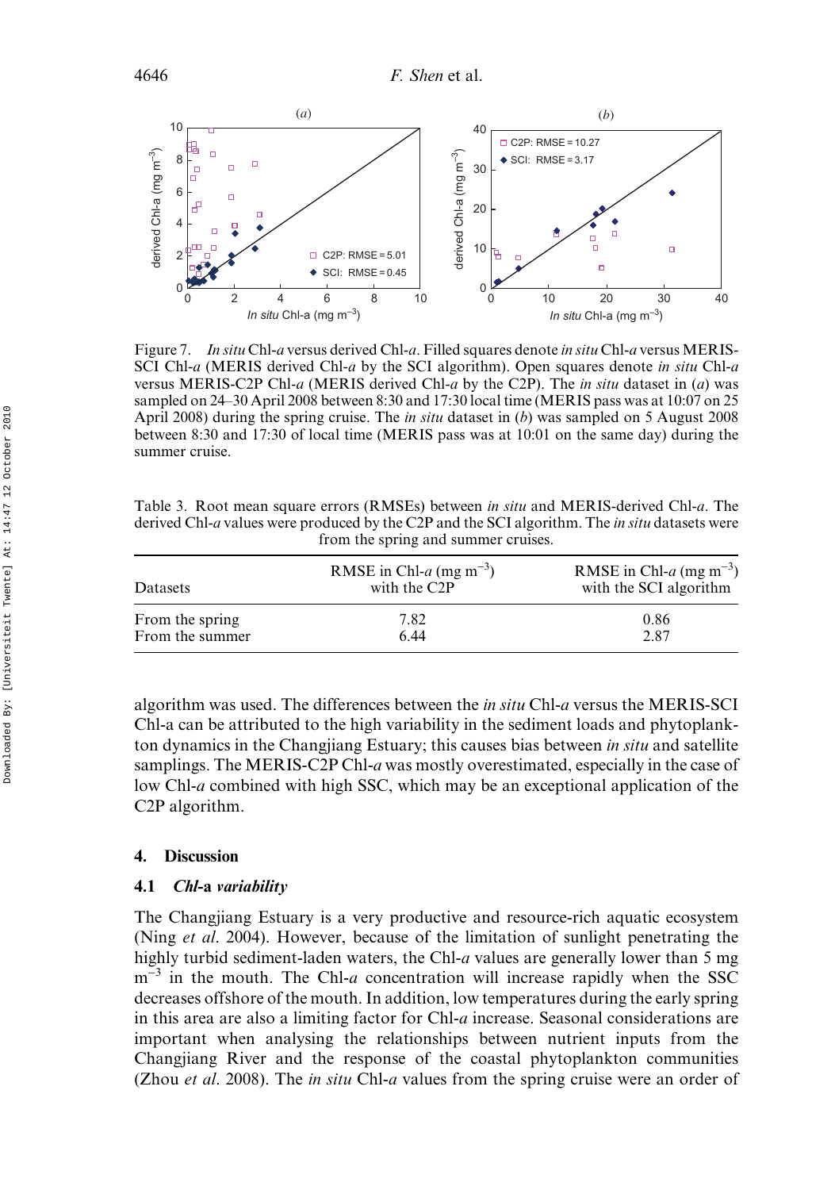Figure 7. *In situ* Chl-*a* versus derived Chl-*a*. Filled squares denote *in situ* Chl-*a* versus MERIS-SCI Chl-*a* (MERIS derived Chl-*a* by the SCI algorithm). Open squares denote *in situ* Chl-*a* versus MERIS-C2P Chl-*a* (MERIS derived Chl-*a* by the C2P). The *in situ* dataset in (*a*) was sampled on 24–30 April 2008 between 8:30 and 17:30 local time (MERIS pass was at 10:07 on 25 April 2008) during the spring cruise. The *in situ* dataset in (*b*) was sampled on 5 August 2008 between 8:30 and 17:30 of local time (MERIS pass was at 10:01 on the same day) during the summer cruise.

Table 3. Root mean square errors (RMSEs) between *in situ* and MERIS-derived Chl-*a*. The derived Chl-*a* values were produced by the C2P and the SCI algorithm. The *in situ* datasets were from the spring and summer cruises.

| Datasets | RMSE in Chl-*a* (mg $m^{-3}$) with the C2P | RMSE in Chl-*a* (mg $m^{-3}$) with the SCI algorithm |
|---|---|---|
| From the spring | 7.82 | 0.86 |
| From the summer | 6.44 | 2.87 |

algorithm was used. The differences between the *in situ* Chl-*a* versus the MERIS-SCI Chl-a can be attributed to the high variability in the sediment loads and phytoplankton dynamics in the Changjiang Estuary; this causes bias between *in situ* and satellite samplings. The MERIS-C2P Chl-*a* was mostly overestimated, especially in the case of low Chl-*a* combined with high SSC, which may be an exceptional application of the C2P algorithm.

## 4. Discussion

### 4.1 *Chl-a variability*

The Changjiang Estuary is a very productive and resource-rich aquatic ecosystem (Ning *et al.* 2004). However, because of the limitation of sunlight penetrating the highly turbid sediment-laden waters, the Chl-*a* values are generally lower than 5 mg $m^{-3}$ in the mouth. The Chl-*a* concentration will increase rapidly when the SSC decreases offshore of the mouth. In addition, low temperatures during the early spring in this area are also a limiting factor for Chl-*a* increase. Seasonal considerations are important when analysing the relationships between nutrient inputs from the Changjiang River and the response of the coastal phytoplankton communities (Zhou *et al.* 2008). The *in situ* Chl-*a* values from the spring cruise were an order of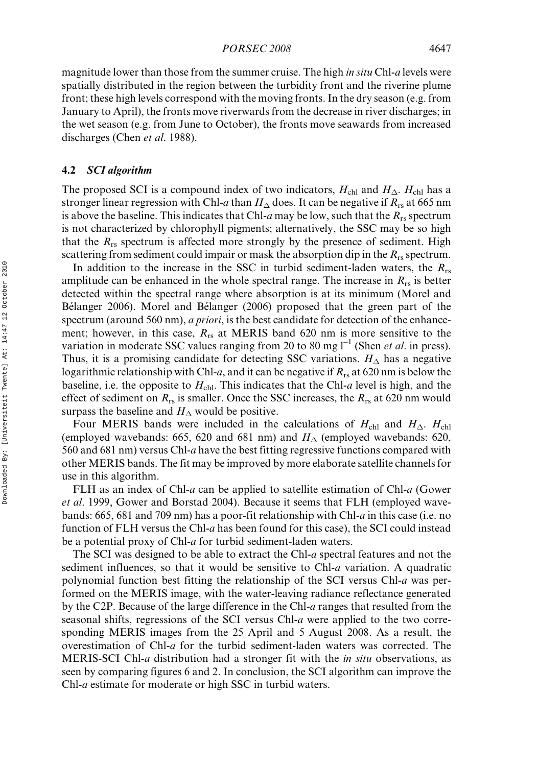magnitude lower than those from the summer cruise. The high *in situ* Chl-*a* levels were spatially distributed in the region between the turbidity front and the riverine plume front; these high levels correspond with the moving fronts. In the dry season (e.g. from January to April), the fronts move riverwards from the decrease in river discharges; in the wet season (e.g. from June to October), the fronts move seawards from increased discharges (Chen *et al*. 1988).

### 4.2 *SCI algorithm*

The proposed SCI is a compound index of two indicators, $H_{chl}$ and $H_{\Delta}$. $H_{chl}$ has a stronger linear regression with Chl-*a* than $H_{\Delta}$ does. It can be negative if $R_{rs}$ at 665 nm is above the baseline. This indicates that Chl-*a* may be low, such that the $R_{rs}$ spectrum is not characterized by chlorophyll pigments; alternatively, the SSC may be so high that the $R_{rs}$ spectrum is affected more strongly by the presence of sediment. High scattering from sediment could impair or mask the absorption dip in the $R_{rs}$ spectrum.

In addition to the increase in the SSC in turbid sediment-laden waters, the $R_{rs}$ amplitude can be enhanced in the whole spectral range. The increase in $R_{rs}$ is better detected within the spectral range where absorption is at its minimum (Morel and Bélanger 2006). Morel and Bélanger (2006) proposed that the green part of the spectrum (around 560 nm), *a priori*, is the best candidate for detection of the enhancement; however, in this case, $R_{rs}$ at MERIS band 620 nm is more sensitive to the variation in moderate SSC values ranging from 20 to 80 mg $l^{-1}$ (Shen *et al*. in press). Thus, it is a promising candidate for detecting SSC variations. $H_{\Delta}$ has a negative logarithmic relationship with Chl-*a*, and it can be negative if $R_{rs}$ at 620 nm is below the baseline, i.e. the opposite to $H_{chl}$. This indicates that the Chl-*a* level is high, and the effect of sediment on $R_{rs}$ is smaller. Once the SSC increases, the $R_{rs}$ at 620 nm would surpass the baseline and $H_{\Delta}$ would be positive.

Four MERIS bands were included in the calculations of $H_{chl}$ and $H_{\Delta}$. $H_{chl}$ (employed wavebands: 665, 620 and 681 nm) and $H_{\Delta}$ (employed wavebands: 620, 560 and 681 nm) versus Chl-*a* have the best fitting regressive functions compared with other MERIS bands. The fit may be improved by more elaborate satellite channels for use in this algorithm.

FLH as an index of Chl-*a* can be applied to satellite estimation of Chl-*a* (Gower *et al*. 1999, Gower and Borstad 2004). Because it seems that FLH (employed wavebands: 665, 681 and 709 nm) has a poor-fit relationship with Chl-*a* in this case (i.e. no function of FLH versus the Chl-*a* has been found for this case), the SCI could instead be a potential proxy of Chl-*a* for turbid sediment-laden waters.

The SCI was designed to be able to extract the Chl-*a* spectral features and not the sediment influences, so that it would be sensitive to Chl-*a* variation. A quadratic polynomial function best fitting the relationship of the SCI versus Chl-*a* was performed on the MERIS image, with the water-leaving radiance reflectance generated by the C2P. Because of the large difference in the Chl-*a* ranges that resulted from the seasonal shifts, regressions of the SCI versus Chl-*a* were applied to the two corresponding MERIS images from the 25 April and 5 August 2008. As a result, the overestimation of Chl-*a* for the turbid sediment-laden waters was corrected. The MERIS-SCI Chl-*a* distribution had a stronger fit with the *in situ* observations, as seen by comparing figures 6 and 2. In conclusion, the SCI algorithm can improve the Chl-*a* estimate for moderate or high SSC in turbid waters.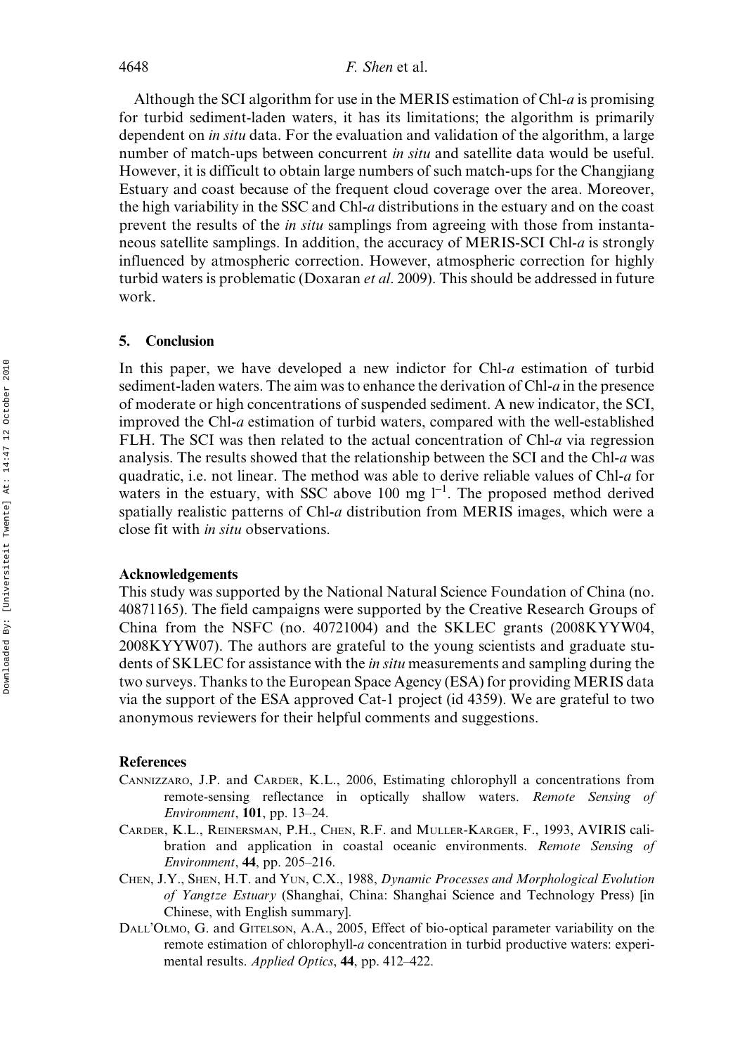Although the SCI algorithm for use in the MERIS estimation of Chl-*a* is promising for turbid sediment-laden waters, it has its limitations; the algorithm is primarily dependent on *in situ* data. For the evaluation and validation of the algorithm, a large number of match-ups between concurrent *in situ* and satellite data would be useful. However, it is difficult to obtain large numbers of such match-ups for the Changjiang Estuary and coast because of the frequent cloud coverage over the area. Moreover, the high variability in the SSC and Chl-*a* distributions in the estuary and on the coast prevent the results of the *in situ* samplings from agreeing with those from instantaneous satellite samplings. In addition, the accuracy of MERIS-SCI Chl-*a* is strongly influenced by atmospheric correction. However, atmospheric correction for highly turbid waters is problematic (Doxaran *et al*. 2009). This should be addressed in future work.

## 5. Conclusion

In this paper, we have developed a new indictor for Chl-*a* estimation of turbid sediment-laden waters. The aim was to enhance the derivation of Chl-*a* in the presence of moderate or high concentrations of suspended sediment. A new indicator, the SCI, improved the Chl-*a* estimation of turbid waters, compared with the well-established FLH. The SCI was then related to the actual concentration of Chl-*a* via regression analysis. The results showed that the relationship between the SCI and the Chl-*a* was quadratic, i.e. not linear. The method was able to derive reliable values of Chl-*a* for waters in the estuary, with SSC above 100 mg $l^{-1}$. The proposed method derived spatially realistic patterns of Chl-*a* distribution from MERIS images, which were a close fit with *in situ* observations.

### Acknowledgements

This study was supported by the National Natural Science Foundation of China (no. 40871165). The field campaigns were supported by the Creative Research Groups of China from the NSFC (no. 40721004) and the SKLEC grants (2008KYYW04, 2008KYYW07). The authors are grateful to the young scientists and graduate students of SKLEC for assistance with the *in situ* measurements and sampling during the two surveys. Thanks to the European Space Agency (ESA) for providing MERIS data via the support of the ESA approved Cat-1 project (id 4359). We are grateful to two anonymous reviewers for their helpful comments and suggestions.

### References

CANNIZZARO, J.P. and CARDER, K.L., 2006, Estimating chlorophyll a concentrations from remote-sensing reflectance in optically shallow waters. *Remote Sensing of Environment*, **101**, pp. 13–24.

CARDER, K.L., REINERSMAN, P.H., CHEN, R.F. and MULLER-KARGER, F., 1993, AVIRIS calibration and application in coastal oceanic environments. *Remote Sensing of Environment*, **44**, pp. 205–216.

CHEN, J.Y., SHEN, H.T. and YUN, C.X., 1988, *Dynamic Processes and Morphological Evolution of Yangtze Estuary* (Shanghai, China: Shanghai Science and Technology Press) [in Chinese, with English summary].

DALL'OLMO, G. and GITELSON, A.A., 2005, Effect of bio-optical parameter variability on the remote estimation of chlorophyll-*a* concentration in turbid productive waters: experimental results. *Applied Optics*, **44**, pp. 412–422.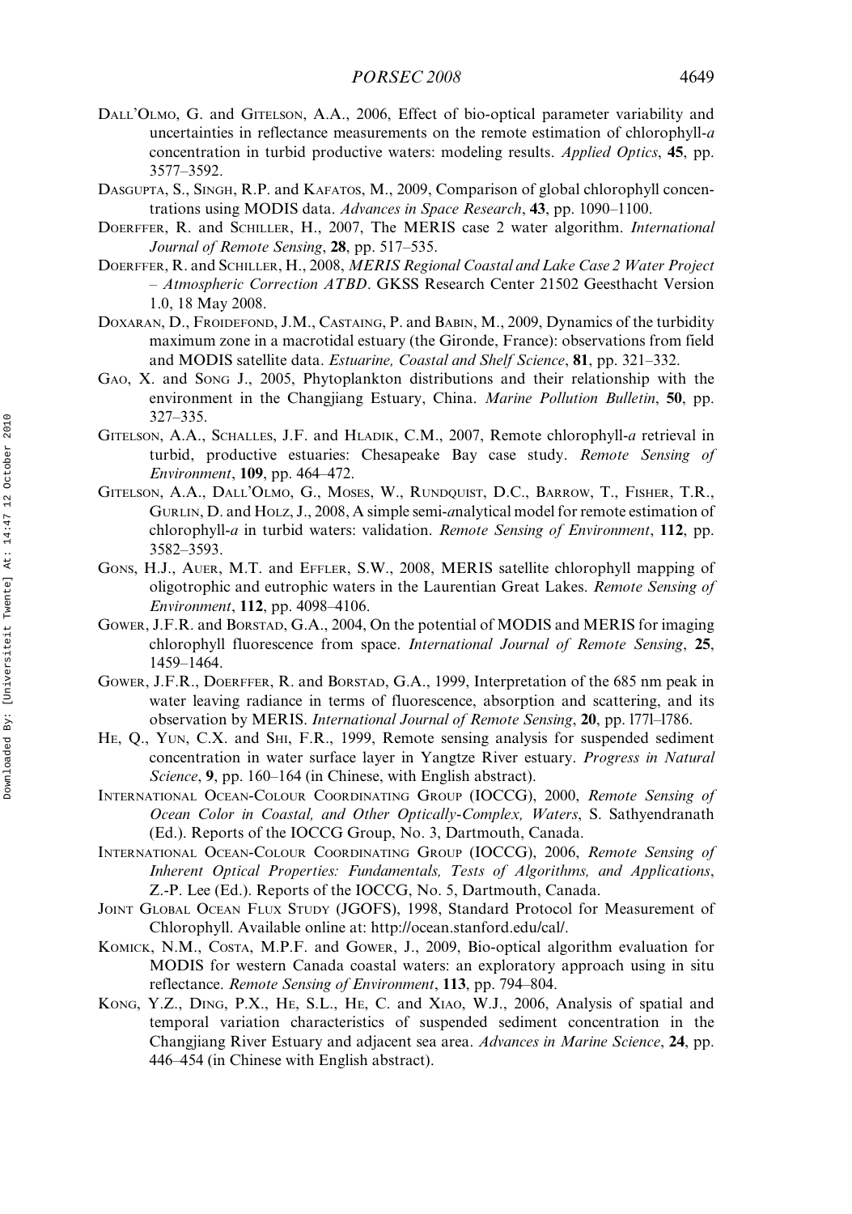Dall'Olmo, G. and Gitelson, A.A., 2006, Effect of bio-optical parameter variability and uncertainties in reflectance measurements on the remote estimation of chlorophyll-*a* concentration in turbid productive waters: modeling results. *Applied Optics*, **45**, pp. 3577–3592.

Dasgupta, S., Singh, R.P. and Kafatos, M., 2009, Comparison of global chlorophyll concentrations using MODIS data. *Advances in Space Research*, **43**, pp. 1090–1100.

Doerffer, R. and Schiller, H., 2007, The MERIS case 2 water algorithm. *International Journal of Remote Sensing*, **28**, pp. 517–535.

Doerffer, R. and Schiller, H., 2008, *MERIS Regional Coastal and Lake Case 2 Water Project – Atmospheric Correction ATBD*. GKSS Research Center 21502 Geesthacht Version 1.0, 18 May 2008.

Doxaran, D., Froidefond, J.M., Castaing, P. and Babin, M., 2009, Dynamics of the turbidity maximum zone in a macrotidal estuary (the Gironde, France): observations from field and MODIS satellite data. *Estuarine, Coastal and Shelf Science*, **81**, pp. 321–332.

Gao, X. and Song J., 2005, Phytoplankton distributions and their relationship with the environment in the Changjiang Estuary, China. *Marine Pollution Bulletin*, **50**, pp. 327–335.

Gitelson, A.A., Schalles, J.F. and Hladik, C.M., 2007, Remote chlorophyll-*a* retrieval in turbid, productive estuaries: Chesapeake Bay case study. *Remote Sensing of Environment*, **109**, pp. 464–472.

Gitelson, A.A., Dall'Olmo, G., Moses, W., Rundquist, D.C., Barrow, T., Fisher, T.R., Gurlin, D. and Holz, J., 2008, A simple semi-*a*nalytical model for remote estimation of chlorophyll-*a* in turbid waters: validation. *Remote Sensing of Environment*, **112**, pp. 3582–3593.

Gons, H.J., Auer, M.T. and Effler, S.W., 2008, MERIS satellite chlorophyll mapping of oligotrophic and eutrophic waters in the Laurentian Great Lakes. *Remote Sensing of Environment*, **112**, pp. 4098–4106.

Gower, J.F.R. and Borstad, G.A., 2004, On the potential of MODIS and MERIS for imaging chlorophyll fluorescence from space. *International Journal of Remote Sensing*, **25**, 1459–1464.

Gower, J.F.R., Doerffer, R. and Borstad, G.A., 1999, Interpretation of the 685 nm peak in water leaving radiance in terms of fluorescence, absorption and scattering, and its observation by MERIS. *International Journal of Remote Sensing*, **20**, pp. 1771–1786.

He, Q., Yun, C.X. and Shi, F.R., 1999, Remote sensing analysis for suspended sediment concentration in water surface layer in Yangtze River estuary. *Progress in Natural Science*, **9**, pp. 160–164 (in Chinese, with English abstract).

International Ocean-Colour Coordinating Group (IOCCG), 2000, *Remote Sensing of Ocean Color in Coastal, and Other Optically-Complex, Waters*, S. Sathyendranath (Ed.). Reports of the IOCCG Group, No. 3, Dartmouth, Canada.

International Ocean-Colour Coordinating Group (IOCCG), 2006, *Remote Sensing of Inherent Optical Properties: Fundamentals, Tests of Algorithms, and Applications*, Z.-P. Lee (Ed.). Reports of the IOCCG, No. 5, Dartmouth, Canada.

Joint Global Ocean Flux Study (JGOFS), 1998, Standard Protocol for Measurement of Chlorophyll. Available online at: http://ocean.stanford.edu/cal/.

Komick, N.M., Costa, M.P.F. and Gower, J., 2009, Bio-optical algorithm evaluation for MODIS for western Canada coastal waters: an exploratory approach using in situ reflectance. *Remote Sensing of Environment*, **113**, pp. 794–804.

Kong, Y.Z., Ding, P.X., He, S.L., He, C. and Xiao, W.J., 2006, Analysis of spatial and temporal variation characteristics of suspended sediment concentration in the Changjiang River Estuary and adjacent sea area. *Advances in Marine Science*, **24**, pp. 446–454 (in Chinese with English abstract).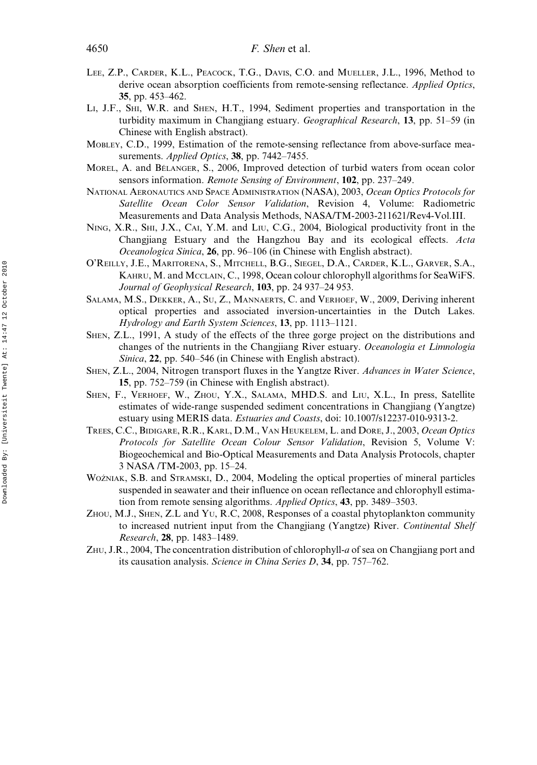Lee, Z.P., Carder, K.L., Peacock, T.G., Davis, C.O. and Mueller, J.L., 1996, Method to derive ocean absorption coefficients from remote-sensing reflectance. *Applied Optics*, **35**, pp. 453–462.

Li, J.F., Shi, W.R. and Shen, H.T., 1994, Sediment properties and transportation in the turbidity maximum in Changjiang estuary. *Geographical Research*, **13**, pp. 51–59 (in Chinese with English abstract).

Mobley, C.D., 1999, Estimation of the remote-sensing reflectance from above-surface measurements. *Applied Optics*, **38**, pp. 7442–7455.

Morel, A. and Bélanger, S., 2006, Improved detection of turbid waters from ocean color sensors information. *Remote Sensing of Environment*, **102**, pp. 237–249.

National Aeronautics and Space Administration (NASA), 2003, *Ocean Optics Protocols for Satellite Ocean Color Sensor Validation*, Revision 4, Volume: Radiometric Measurements and Data Analysis Methods, NASA/TM-2003-211621/Rev4-Vol.III.

Ning, X.R., Shi, J.X., Cai, Y.M. and Liu, C.G., 2004, Biological productivity front in the Changjiang Estuary and the Hangzhou Bay and its ecological effects. *Acta Oceanologica Sinica*, **26**, pp. 96–106 (in Chinese with English abstract).

O'Reilly, J.E., Maritorena, S., Mitchell, B.G., Siegel, D.A., Carder, K.L., Garver, S.A., Kahru, M. and Mcclain, C., 1998, Ocean colour chlorophyll algorithms for SeaWiFS. *Journal of Geophysical Research*, **103**, pp. 24 937–24 953.

Salama, M.S., Dekker, A., Su, Z., Mannaerts, C. and Verhoef, W., 2009, Deriving inherent optical properties and associated inversion-uncertainties in the Dutch Lakes. *Hydrology and Earth System Sciences*, **13**, pp. 1113–1121.

Shen, Z.L., 1991, A study of the effects of the three gorge project on the distributions and changes of the nutrients in the Changjiang River estuary. *Oceanologia et Limnologia Sinica*, **22**, pp. 540–546 (in Chinese with English abstract).

Shen, Z.L., 2004, Nitrogen transport fluxes in the Yangtze River. *Advances in Water Science*, **15**, pp. 752–759 (in Chinese with English abstract).

Shen, F., Verhoef, W., Zhou, Y.X., Salama, MHD.S. and Liu, X.L., In press, Satellite estimates of wide-range suspended sediment concentrations in Changjiang (Yangtze) estuary using MERIS data. *Estuaries and Coasts*, doi: 10.1007/s12237-010-9313-2.

Trees, C.C., Bidigare, R.R., Karl, D.M., Van Heukelem, L. and Dore, J., 2003, *Ocean Optics Protocols for Satellite Ocean Colour Sensor Validation*, Revision 5, Volume V: Biogeochemical and Bio-Optical Measurements and Data Analysis Protocols, chapter 3 NASA /TM-2003, pp. 15–24.

Woźniak, S.B. and Stramski, D., 2004, Modeling the optical properties of mineral particles suspended in seawater and their influence on ocean reflectance and chlorophyll estimation from remote sensing algorithms. *Applied Optics*, **43**, pp. 3489–3503.

Zhou, M.J., Shen, Z.L and Yu, R.C, 2008, Responses of a coastal phytoplankton community to increased nutrient input from the Changjiang (Yangtze) River. *Continental Shelf Research*, **28**, pp. 1483–1489.

Zhu, J.R., 2004, The concentration distribution of chlorophyll-*a* of sea on Changjiang port and its causation analysis. *Science in China Series D*, **34**, pp. 757–762.